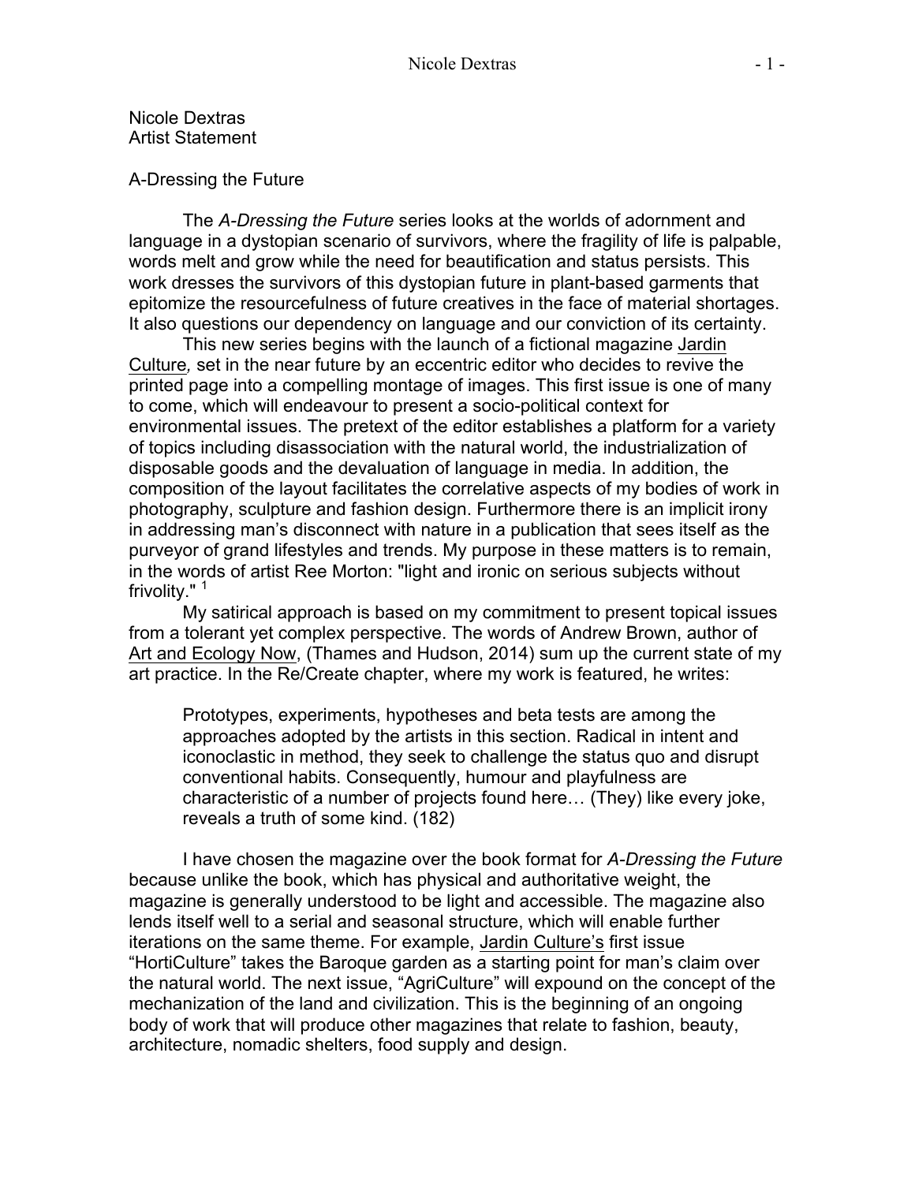Nicole Dextras
Artist Statement

A-Dressing the Future

The *A-Dressing the Future* series looks at the worlds of adornment and language in a dystopian scenario of survivors, where the fragility of life is palpable, words melt and grow while the need for beautification and status persists. This work dresses the survivors of this dystopian future in plant-based garments that epitomize the resourcefulness of future creatives in the face of material shortages. It also questions our dependency on language and our conviction of its certainty.

This new series begins with the launch of a fictional magazine Jardin Culture*,* set in the near future by an eccentric editor who decides to revive the printed page into a compelling montage of images. This first issue is one of many to come, which will endeavour to present a socio-political context for environmental issues. The pretext of the editor establishes a platform for a variety of topics including disassociation with the natural world, the industrialization of disposable goods and the devaluation of language in media. In addition, the composition of the layout facilitates the correlative aspects of my bodies of work in photography, sculpture and fashion design. Furthermore there is an implicit irony in addressing man's disconnect with nature in a publication that sees itself as the purveyor of grand lifestyles and trends. My purpose in these matters is to remain, in the words of artist Ree Morton: "light and ironic on serious subjects without frivolity." [1]

My satirical approach is based on my commitment to present topical issues from a tolerant yet complex perspective. The words of Andrew Brown, author of Art and Ecology Now, (Thames and Hudson, 2014) sum up the current state of my art practice. In the Re/Create chapter, where my work is featured, he writes:

> Prototypes, experiments, hypotheses and beta tests are among the approaches adopted by the artists in this section. Radical in intent and iconoclastic in method, they seek to challenge the status quo and disrupt conventional habits. Consequently, humour and playfulness are characteristic of a number of projects found here… (They) like every joke, reveals a truth of some kind. (182)

I have chosen the magazine over the book format for *A-Dressing the Future* because unlike the book, which has physical and authoritative weight, the magazine is generally understood to be light and accessible. The magazine also lends itself well to a serial and seasonal structure, which will enable further iterations on the same theme. For example, Jardin Culture's first issue "HortiCulture" takes the Baroque garden as a starting point for man's claim over the natural world. The next issue, "AgriCulture" will expound on the concept of the mechanization of the land and civilization. This is the beginning of an ongoing body of work that will produce other magazines that relate to fashion, beauty, architecture, nomadic shelters, food supply and design.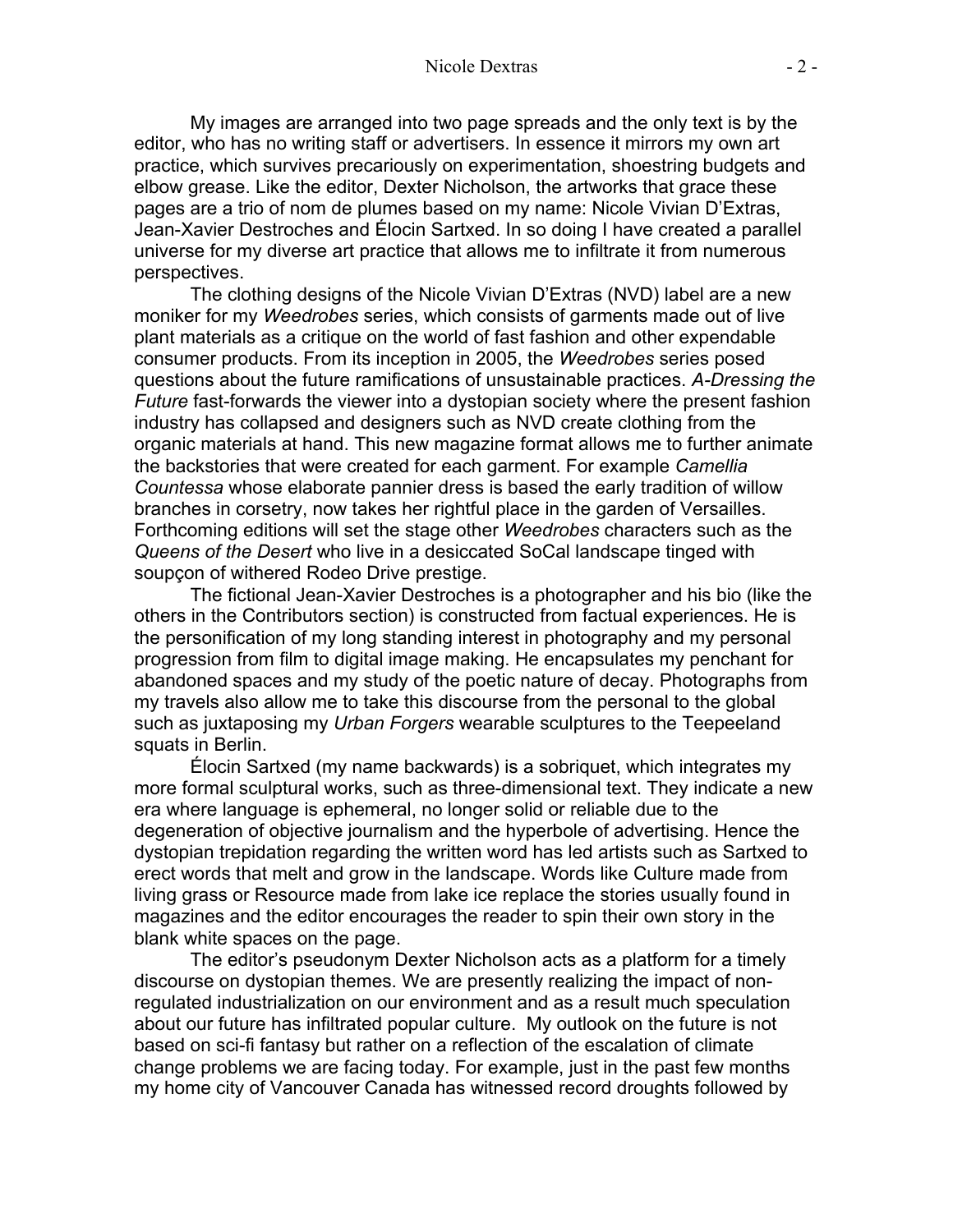My images are arranged into two page spreads and the only text is by the editor, who has no writing staff or advertisers. In essence it mirrors my own art practice, which survives precariously on experimentation, shoestring budgets and elbow grease. Like the editor, Dexter Nicholson, the artworks that grace these pages are a trio of nom de plumes based on my name: Nicole Vivian D'Extras, Jean-Xavier Destroches and Élocin Sartxed. In so doing I have created a parallel universe for my diverse art practice that allows me to infiltrate it from numerous perspectives.

The clothing designs of the Nicole Vivian D'Extras (NVD) label are a new moniker for my *Weedrobes* series, which consists of garments made out of live plant materials as a critique on the world of fast fashion and other expendable consumer products. From its inception in 2005, the *Weedrobes* series posed questions about the future ramifications of unsustainable practices. *A-Dressing the Future* fast-forwards the viewer into a dystopian society where the present fashion industry has collapsed and designers such as NVD create clothing from the organic materials at hand. This new magazine format allows me to further animate the backstories that were created for each garment. For example *Camellia Countessa* whose elaborate pannier dress is based the early tradition of willow branches in corsetry, now takes her rightful place in the garden of Versailles. Forthcoming editions will set the stage other *Weedrobes* characters such as the *Queens of the Desert* who live in a desiccated SoCal landscape tinged with soupçon of withered Rodeo Drive prestige.

The fictional Jean-Xavier Destroches is a photographer and his bio (like the others in the Contributors section) is constructed from factual experiences. He is the personification of my long standing interest in photography and my personal progression from film to digital image making. He encapsulates my penchant for abandoned spaces and my study of the poetic nature of decay. Photographs from my travels also allow me to take this discourse from the personal to the global such as juxtaposing my *Urban Forgers* wearable sculptures to the Teepeeland squats in Berlin.

Élocin Sartxed (my name backwards) is a sobriquet, which integrates my more formal sculptural works, such as three-dimensional text. They indicate a new era where language is ephemeral, no longer solid or reliable due to the degeneration of objective journalism and the hyperbole of advertising. Hence the dystopian trepidation regarding the written word has led artists such as Sartxed to erect words that melt and grow in the landscape. Words like Culture made from living grass or Resource made from lake ice replace the stories usually found in magazines and the editor encourages the reader to spin their own story in the blank white spaces on the page.

The editor's pseudonym Dexter Nicholson acts as a platform for a timely discourse on dystopian themes. We are presently realizing the impact of non-regulated industrialization on our environment and as a result much speculation about our future has infiltrated popular culture. My outlook on the future is not based on sci-fi fantasy but rather on a reflection of the escalation of climate change problems we are facing today. For example, just in the past few months my home city of Vancouver Canada has witnessed record droughts followed by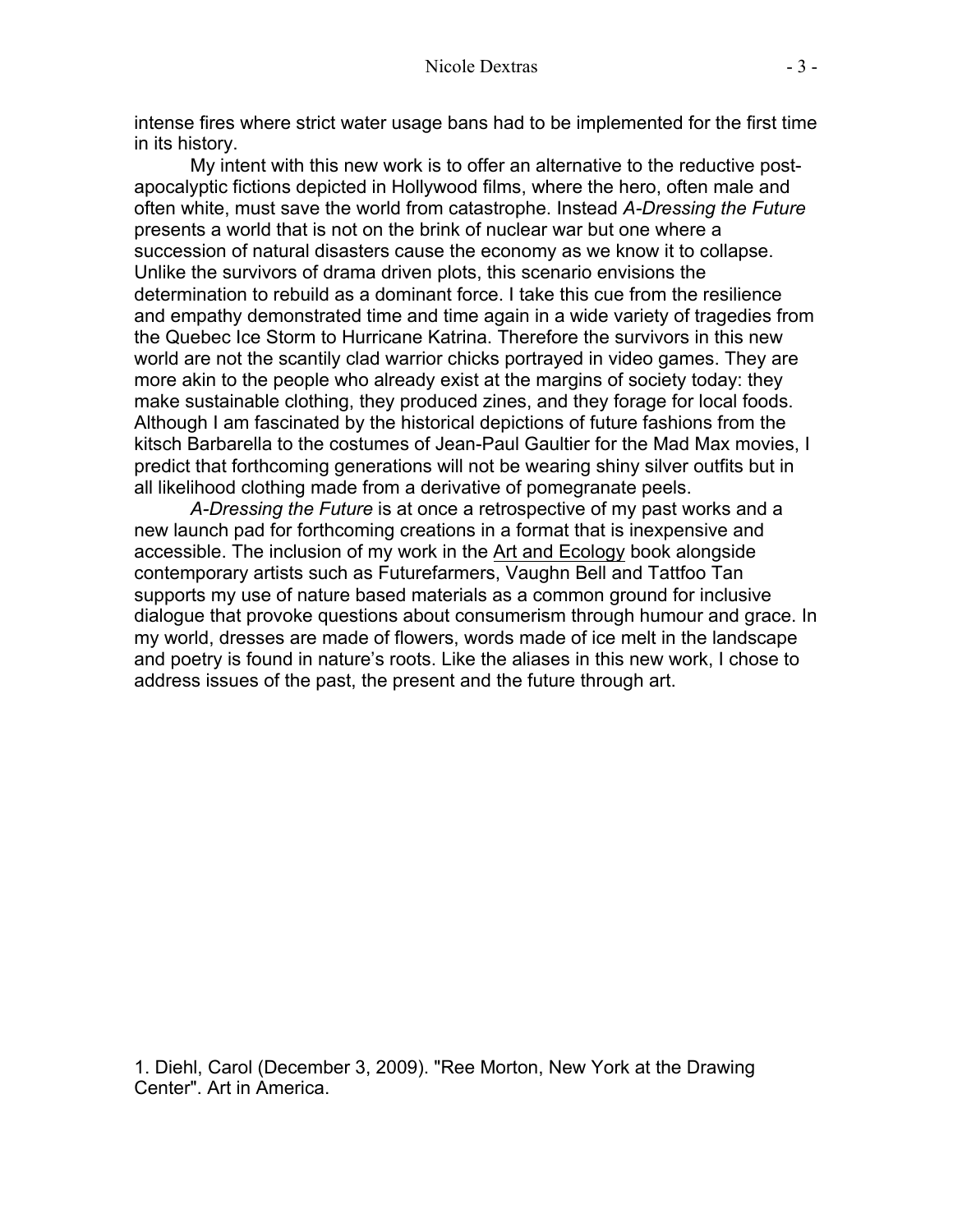intense fires where strict water usage bans had to be implemented for the first time in its history.

My intent with this new work is to offer an alternative to the reductive post-apocalyptic fictions depicted in Hollywood films, where the hero, often male and often white, must save the world from catastrophe. Instead *A-Dressing the Future* presents a world that is not on the brink of nuclear war but one where a succession of natural disasters cause the economy as we know it to collapse. Unlike the survivors of drama driven plots, this scenario envisions the determination to rebuild as a dominant force. I take this cue from the resilience and empathy demonstrated time and time again in a wide variety of tragedies from the Quebec Ice Storm to Hurricane Katrina. Therefore the survivors in this new world are not the scantily clad warrior chicks portrayed in video games. They are more akin to the people who already exist at the margins of society today: they make sustainable clothing, they produced zines, and they forage for local foods. Although I am fascinated by the historical depictions of future fashions from the kitsch Barbarella to the costumes of Jean-Paul Gaultier for the Mad Max movies, I predict that forthcoming generations will not be wearing shiny silver outfits but in all likelihood clothing made from a derivative of pomegranate peels.

*A-Dressing the Future* is at once a retrospective of my past works and a new launch pad for forthcoming creations in a format that is inexpensive and accessible. The inclusion of my work in the Art and Ecology book alongside contemporary artists such as Futurefarmers, Vaughn Bell and Tattfoo Tan supports my use of nature based materials as a common ground for inclusive dialogue that provoke questions about consumerism through humour and grace. In my world, dresses are made of flowers, words made of ice melt in the landscape and poetry is found in nature's roots. Like the aliases in this new work, I chose to address issues of the past, the present and the future through art.

1. Diehl, Carol (December 3, 2009). "Ree Morton, New York at the Drawing Center". Art in America.